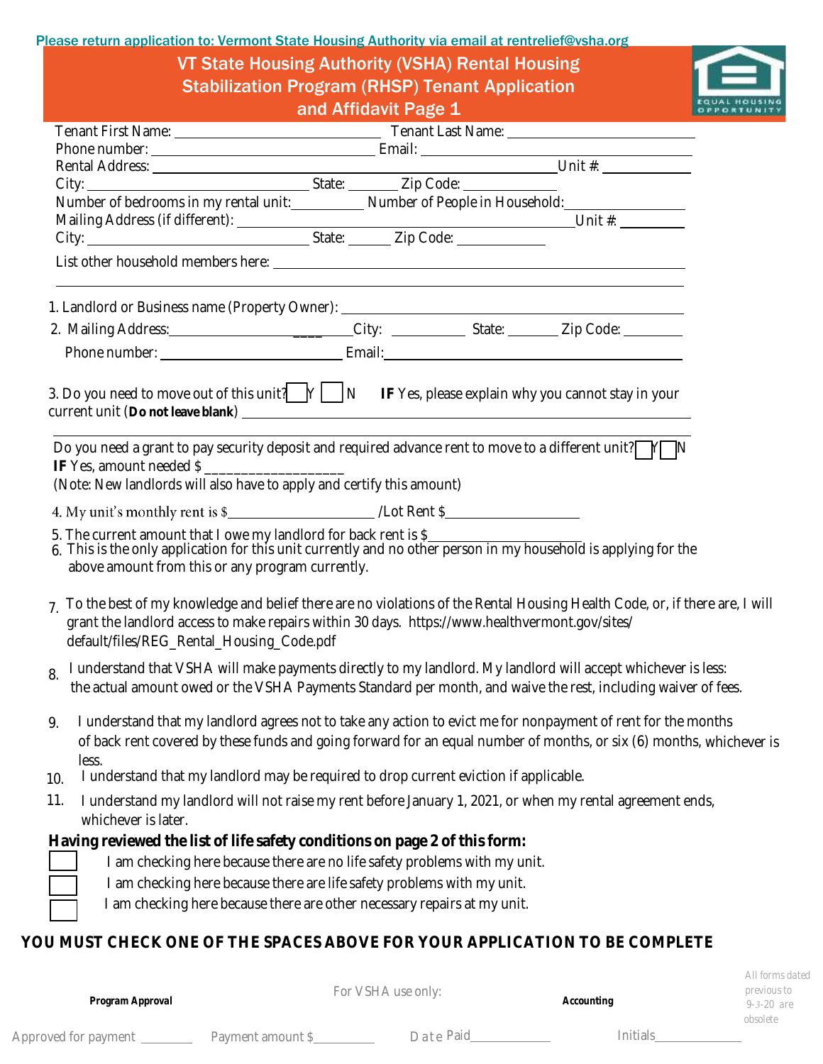Please return application to: Vermont State Housing Authority via email at rentrelief@vsha.org

# VT State Housing Authority (VSHA) Rental Housing Stabilization Program (RHSP) Tenant Application and Affidavit Page 1

Tenant First Name: ____________________ Tenant Last Name: ____________________

Phone number: ____________________ Email: ____________________

Rental Address: ________________________________________ Unit #: ________

City: ____________________ State: ________ Zip Code: ____________

Number of bedrooms in my rental unit: ________ Number of People in Household: ____________

Mailing Address (if different): ________________________________________ Unit #: ________

City: ____________________ State: ________ Zip Code: ____________

List other household members here: ________________________________________

________________________________________________________________

1. Landlord or Business name (Property Owner): ________________________________________

2. Mailing Address: ____________________ City: ____________ State: ________ Zip Code: ________

   Phone number: ____________________ Email: ____________________

3. Do you need to move out of this unit? ☐ Y ☐ N **IF** Yes, please explain why you cannot stay in your current unit (**Do not leave blank**) ________________________________________

________________________________________________________________

Do you need a grant to pay security deposit and required advance rent to move to a different unit? ☐ Y ☐ N
**IF** Yes, amount needed $ __________________
(Note: New landlords will also have to apply and certify this amount)

4. My unit's monthly rent is $____________________ /Lot Rent $____________________

5. The current amount that I owe my landlord for back rent is $____________________

6. This is the only application for this unit currently and no other person in my household is applying for the above amount from this or any program currently.

7. To the best of my knowledge and belief there are no violations of the Rental Housing Health Code, or, if there are, I will grant the landlord access to make repairs within 30 days. https://www.healthvermont.gov/sites/default/files/REG_Rental_Housing_Code.pdf

8. I understand that VSHA will make payments directly to my landlord. My landlord will accept whichever is less: the actual amount owed or the VSHA Payments Standard per month, and waive the rest, including waiver of fees.

9. I understand that my landlord agrees not to take any action to evict me for nonpayment of rent for the months of back rent covered by these funds and going forward for an equal number of months, or six (6) months, whichever is less.

10. I understand that my landlord may be required to drop current eviction if applicable.

11. I understand my landlord will not raise my rent before January 1, 2021, or when my rental agreement ends, whichever is later.

**Having reviewed the list of life safety conditions on page 2 of this form:**

☐ I am checking here because there are no life safety problems with my unit.

☐ I am checking here because there are life safety problems with my unit.

☐ I am checking here because there are other necessary repairs at my unit.

**YOU MUST CHECK ONE OF THE SPACES ABOVE FOR YOUR APPLICATION TO BE COMPLETE**

For VSHA use only:

**Program Approval** | **Accounting**

Approved for payment ________ Payment amount $________ Date Paid____________ Initials____________

All forms dated previous to 9-3-20 are obsolete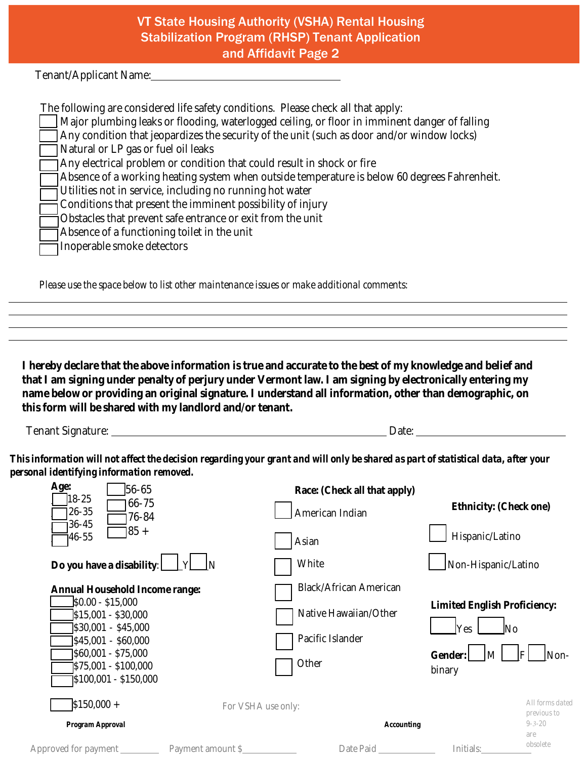# VT State Housing Authority (VSHA) Rental Housing Stabilization Program (RHSP) Tenant Application and Affidavit Page 2

Tenant/Applicant Name: ______________________________

The following are considered life safety conditions. Please check all that apply:

- ☐ Major plumbing leaks or flooding, waterlogged ceiling, or floor in imminent danger of falling
- ☐ Any condition that jeopardizes the security of the unit (such as door and/or window locks)
- ☐ Natural or LP gas or fuel oil leaks
- ☐ Any electrical problem or condition that could result in shock or fire
- ☐ Absence of a working heating system when outside temperature is below 60 degrees Fahrenheit.
- ☐ Utilities not in service, including no running hot water
- ☐ Conditions that present the imminent possibility of injury
- ☐ Obstacles that prevent safe entrance or exit from the unit
- ☐ Absence of a functioning toilet in the unit
- ☐ Inoperable smoke detectors

*Please use the space below to list other maintenance issues or make additional comments:*

______________________________________________________________________

______________________________________________________________________

______________________________________________________________________

______________________________________________________________________

**I hereby declare that the above information is true and accurate to the best of my knowledge and belief and that I am signing under penalty of perjury under Vermont law. I am signing by electronically entering my name below or providing an original signature. I understand all information, other than demographic, on this form will be shared with my landlord and/or tenant.**

Tenant Signature: ______________________________ Date: ______________

***This information will not affect the decision regarding your grant and will only be shared as part of statistical data, after your personal identifying information removed.***

**Age:**
- ☐ 18-25
- ☐ 26-35
- ☐ 36-45
- ☐ 46-55
- ☐ 56-65
- ☐ 66-75
- ☐ 76-84
- ☐ 85 +

**Do you have a disability**: ☐ Y ☐ N

**Annual Household Income range:**
- ☐ $0.00 - $15,000
- ☐ $15,001 - $30,000
- ☐ $30,001 - $45,000
- ☐ $45,001 - $60,000
- ☐ $60,001 - $75,000
- ☐ $75,001 - $100,000
- ☐ $100,001 - $150,000
- ☐ $150,000 +

**Race: (Check all that apply)**
- ☐ American Indian
- ☐ Asian
- ☐ White
- ☐ Black/African American
- ☐ Native Hawaiian/Other
- ☐ Pacific Islander
- ☐ Other

**Ethnicity: (Check one)**
- ☐ Hispanic/Latino
- ☐ Non-Hispanic/Latino

**Limited English Proficiency:** ☐ Yes ☐ No

**Gender:** ☐ M ☐ F ☐ Non-binary

For VSHA use only:

**Program Approval**

Approved for payment ________ Payment amount $____________

**Accounting**

Date Paid ____________ Initials: ____________

All forms dated previous to 9-3-20 are obsolete